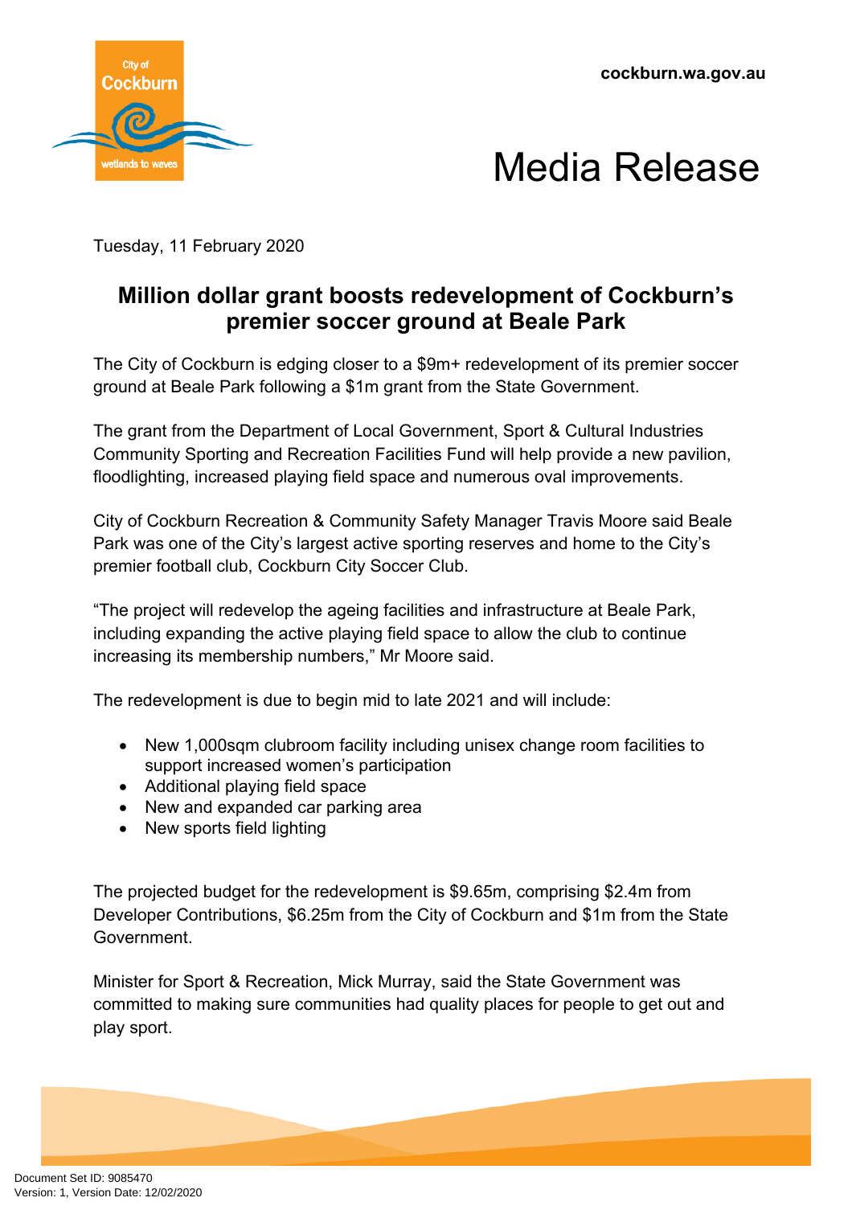cockburn.wa.gov.au

# Media Release

Tuesday, 11 February 2020

## Million dollar grant boosts redevelopment of Cockburn's premier soccer ground at Beale Park

The City of Cockburn is edging closer to a $9m+ redevelopment of its premier soccer ground at Beale Park following a $1m grant from the State Government.

The grant from the Department of Local Government, Sport & Cultural Industries Community Sporting and Recreation Facilities Fund will help provide a new pavilion, floodlighting, increased playing field space and numerous oval improvements.

City of Cockburn Recreation & Community Safety Manager Travis Moore said Beale Park was one of the City's largest active sporting reserves and home to the City's premier football club, Cockburn City Soccer Club.

"The project will redevelop the ageing facilities and infrastructure at Beale Park, including expanding the active playing field space to allow the club to continue increasing its membership numbers," Mr Moore said.

The redevelopment is due to begin mid to late 2021 and will include:

- New 1,000sqm clubroom facility including unisex change room facilities to support increased women's participation
- Additional playing field space
- New and expanded car parking area
- New sports field lighting

The projected budget for the redevelopment is $9.65m, comprising $2.4m from Developer Contributions, $6.25m from the City of Cockburn and $1m from the State Government.

Minister for Sport & Recreation, Mick Murray, said the State Government was committed to making sure communities had quality places for people to get out and play sport.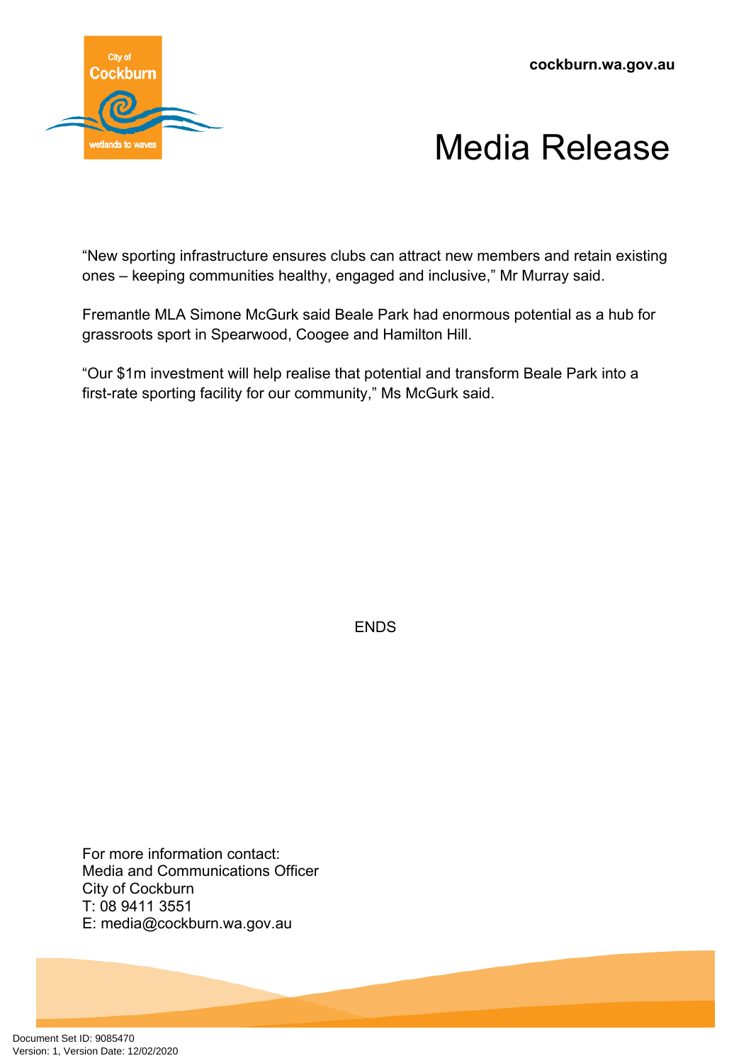"New sporting infrastructure ensures clubs can attract new members and retain existing ones – keeping communities healthy, engaged and inclusive," Mr Murray said.

Fremantle MLA Simone McGurk said Beale Park had enormous potential as a hub for grassroots sport in Spearwood, Coogee and Hamilton Hill.

"Our $1m investment will help realise that potential and transform Beale Park into a first-rate sporting facility for our community," Ms McGurk said.

ENDS

For more information contact:
Media and Communications Officer
City of Cockburn
T: 08 9411 3551
E: media@cockburn.wa.gov.au